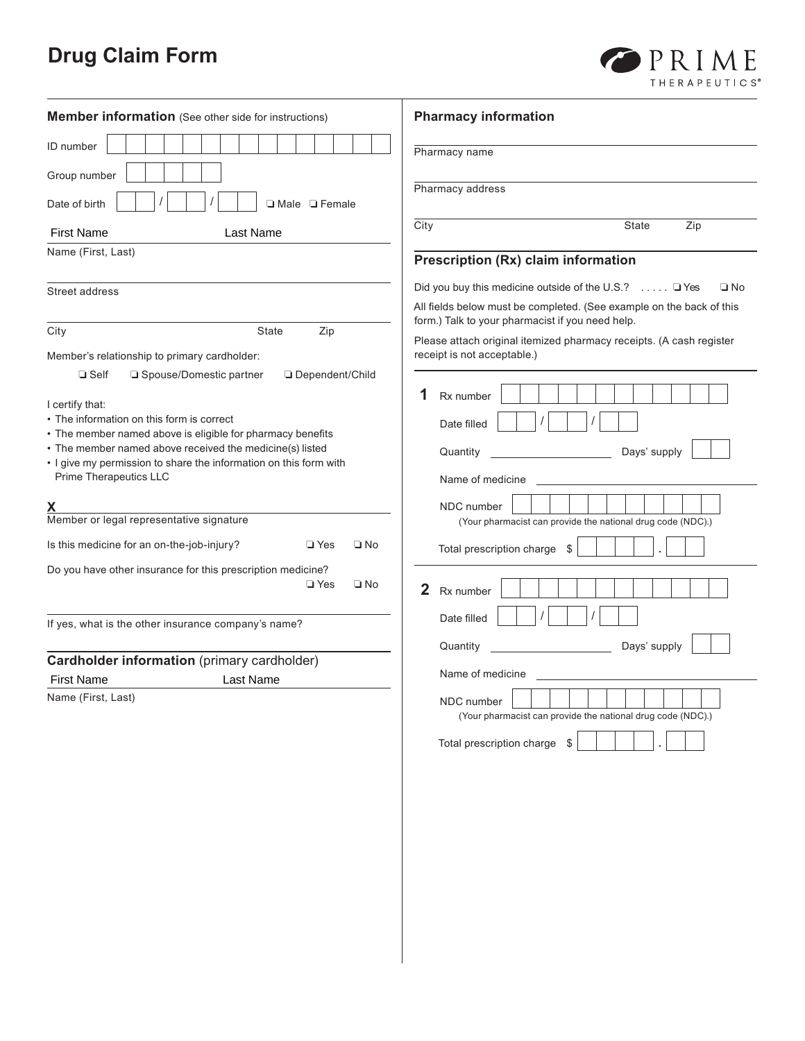# Drug Claim Form

PRIME THERAPEUTICS®

## Member information (See other side for instructions)

ID number

Group number

Date of birth \_\_ / \_\_ / \_\_ ❑ Male ❑ Female

First Name Last Name

Name (First, Last)

Street address

City State Zip

Member's relationship to primary cardholder:

❑ Self ❑ Spouse/Domestic partner ❑ Dependent/Child

I certify that:

- The information on this form is correct
- The member named above is eligible for pharmacy benefits
- The member named above received the medicine(s) listed
- I give my permission to share the information on this form with Prime Therapeutics LLC

**X**

Member or legal representative signature

Is this medicine for an on-the-job-injury? ❑ Yes ❑ No

Do you have other insurance for this prescription medicine? ❑ Yes ❑ No

If yes, what is the other insurance company's name?

## Cardholder information (primary cardholder)

First Name Last Name

Name (First, Last)

## Pharmacy information

Pharmacy name

Pharmacy address

City State Zip

## Prescription (Rx) claim information

Did you buy this medicine outside of the U.S.? ..... ❑ Yes ❑ No

All fields below must be completed. (See example on the back of this form.) Talk to your pharmacist if you need help.

Please attach original itemized pharmacy receipts. (A cash register receipt is not acceptable.)

**1** Rx number

Date filled \_\_ / \_\_ / \_\_

Quantity \_\_\_\_\_\_\_\_ Days' supply

Name of medicine

NDC number

(Your pharmacist can provide the national drug code (NDC).)

Total prescription charge $ \_\_\_\_ . \_\_

**2** Rx number

Date filled \_\_ / \_\_ / \_\_

Quantity \_\_\_\_\_\_\_\_ Days' supply

Name of medicine

NDC number

(Your pharmacist can provide the national drug code (NDC).)

Total prescription charge $ \_\_\_\_ . \_\_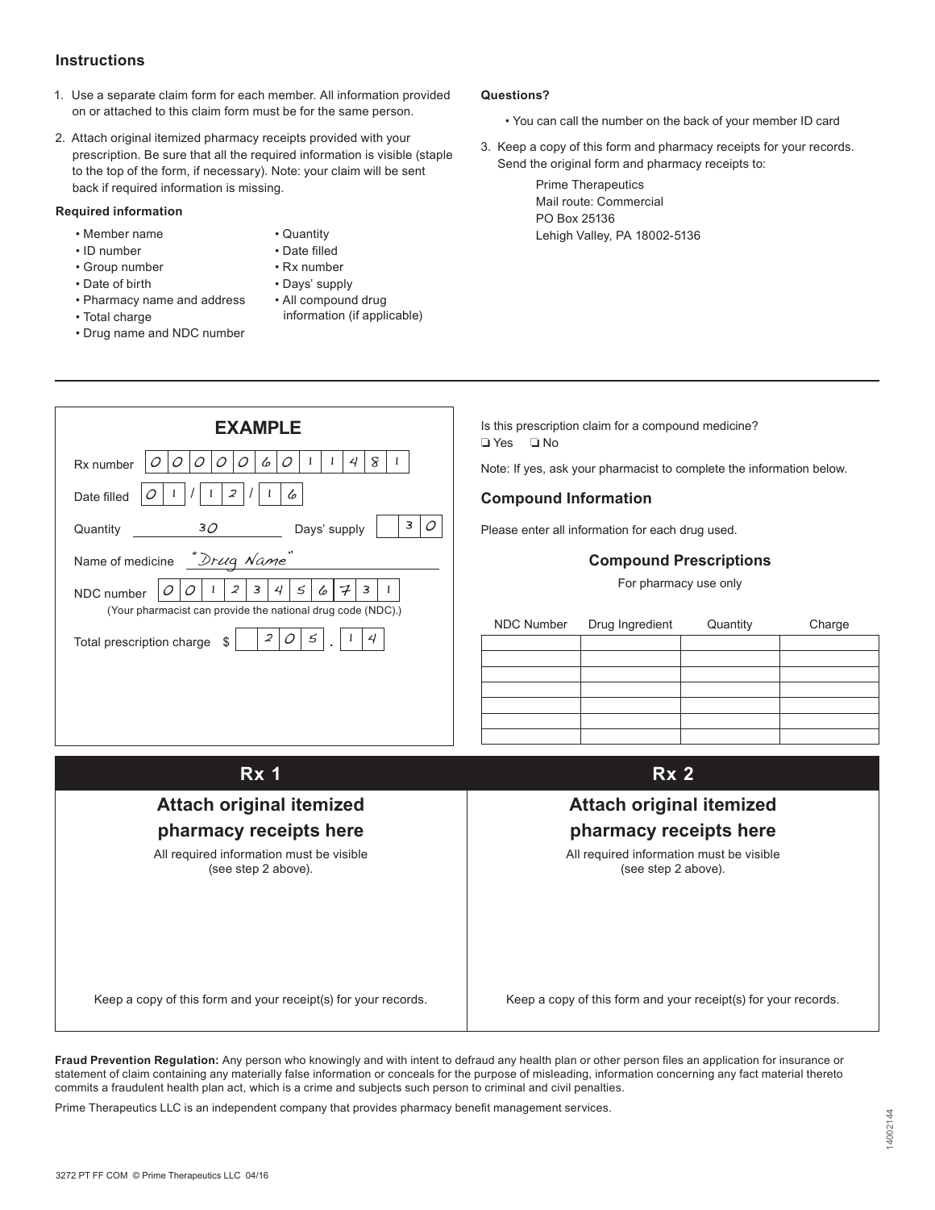## Instructions

1. Use a separate claim form for each member. All information provided on or attached to this claim form must be for the same person.
2. Attach original itemized pharmacy receipts provided with your prescription. Be sure that all the required information is visible (staple to the top of the form, if necessary). Note: your claim will be sent back if required information is missing.

**Required information**

- Member name
- ID number
- Group number
- Date of birth
- Pharmacy name and address
- Total charge
- Drug name and NDC number
- Quantity
- Date filled
- Rx number
- Days' supply
- All compound drug information (if applicable)

**Questions?**

- You can call the number on the back of your member ID card

3. Keep a copy of this form and pharmacy receipts for your records. Send the original form and pharmacy receipts to:

Prime Therapeutics
Mail route: Commercial
PO Box 25136
Lehigh Valley, PA 18002-5136

---

### EXAMPLE

Rx number: 0 0 0 0 0 6 0 1 1 4 8 1

Date filled: 0 1 / 1 2 / 1 6

Quantity: 30 Days' supply: 3 0

Name of medicine: "Drug Name"

NDC number: 0 0 1 2 3 4 5 6 7 3 1
(Your pharmacist can provide the national drug code (NDC).)

Total prescription charge $ 2 0 5 . 1 4

Is this prescription claim for a compound medicine?
❑ Yes ❑ No

Note: If yes, ask your pharmacist to complete the information below.

### Compound Information

Please enter all information for each drug used.

#### Compound Prescriptions

For pharmacy use only

| NDC Number | Drug Ingredient | Quantity | Charge |
|---|---|---|---|
| | | | |
| | | | |
| | | | |
| | | | |
| | | | |
| | | | |
| | | | |

## Rx 1

### Attach original itemized pharmacy receipts here

All required information must be visible (see step 2 above).

Keep a copy of this form and your receipt(s) for your records.

## Rx 2

### Attach original itemized pharmacy receipts here

All required information must be visible (see step 2 above).

Keep a copy of this form and your receipt(s) for your records.

**Fraud Prevention Regulation:** Any person who knowingly and with intent to defraud any health plan or other person files an application for insurance or statement of claim containing any materially false information or conceals for the purpose of misleading, information concerning any fact material thereto commits a fraudulent health plan act, which is a crime and subjects such person to criminal and civil penalties.

Prime Therapeutics LLC is an independent company that provides pharmacy benefit management services.

14002144

3272 PT FF COM © Prime Therapeutics LLC 04/16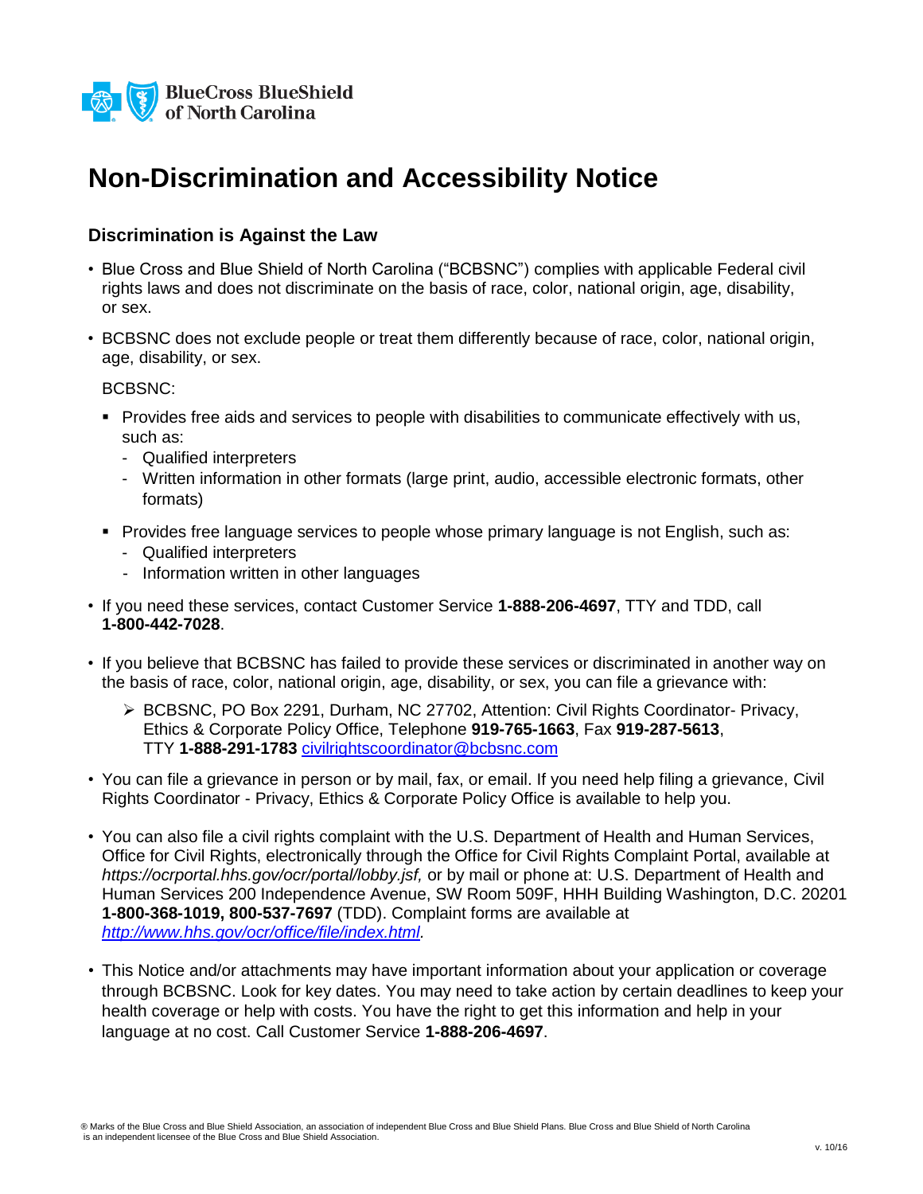BlueCross BlueShield of North Carolina

# Non-Discrimination and Accessibility Notice

## Discrimination is Against the Law

- Blue Cross and Blue Shield of North Carolina ("BCBSNC") complies with applicable Federal civil rights laws and does not discriminate on the basis of race, color, national origin, age, disability, or sex.
- BCBSNC does not exclude people or treat them differently because of race, color, national origin, age, disability, or sex.

  BCBSNC:

  - Provides free aids and services to people with disabilities to communicate effectively with us, such as:
    - Qualified interpreters
    - Written information in other formats (large print, audio, accessible electronic formats, other formats)
  - Provides free language services to people whose primary language is not English, such as:
    - Qualified interpreters
    - Information written in other languages
- If you need these services, contact Customer Service **1-888-206-4697**, TTY and TDD, call **1-800-442-7028**.
- If you believe that BCBSNC has failed to provide these services or discriminated in another way on the basis of race, color, national origin, age, disability, or sex, you can file a grievance with:
  - BCBSNC, PO Box 2291, Durham, NC 27702, Attention: Civil Rights Coordinator- Privacy, Ethics & Corporate Policy Office, Telephone **919-765-1663**, Fax **919-287-5613**, TTY **1-888-291-1783** [civilrightscoordinator@bcbsnc.com](mailto:civilrightscoordinator@bcbsnc.com)
- You can file a grievance in person or by mail, fax, or email. If you need help filing a grievance, Civil Rights Coordinator - Privacy, Ethics & Corporate Policy Office is available to help you.
- You can also file a civil rights complaint with the U.S. Department of Health and Human Services, Office for Civil Rights, electronically through the Office for Civil Rights Complaint Portal, available at *https://ocrportal.hhs.gov/ocr/portal/lobby.jsf,* or by mail or phone at: U.S. Department of Health and Human Services 200 Independence Avenue, SW Room 509F, HHH Building Washington, D.C. 20201 **1-800-368-1019, 800-537-7697** (TDD). Complaint forms are available at *[http://www.hhs.gov/ocr/office/file/index.html](http://www.hhs.gov/ocr/office/file/index.html).*
- This Notice and/or attachments may have important information about your application or coverage through BCBSNC. Look for key dates. You may need to take action by certain deadlines to keep your health coverage or help with costs. You have the right to get this information and help in your language at no cost. Call Customer Service **1-888-206-4697**.

® Marks of the Blue Cross and Blue Shield Association, an association of independent Blue Cross and Blue Shield Plans. Blue Cross and Blue Shield of North Carolina is an independent licensee of the Blue Cross and Blue Shield Association.

v. 10/16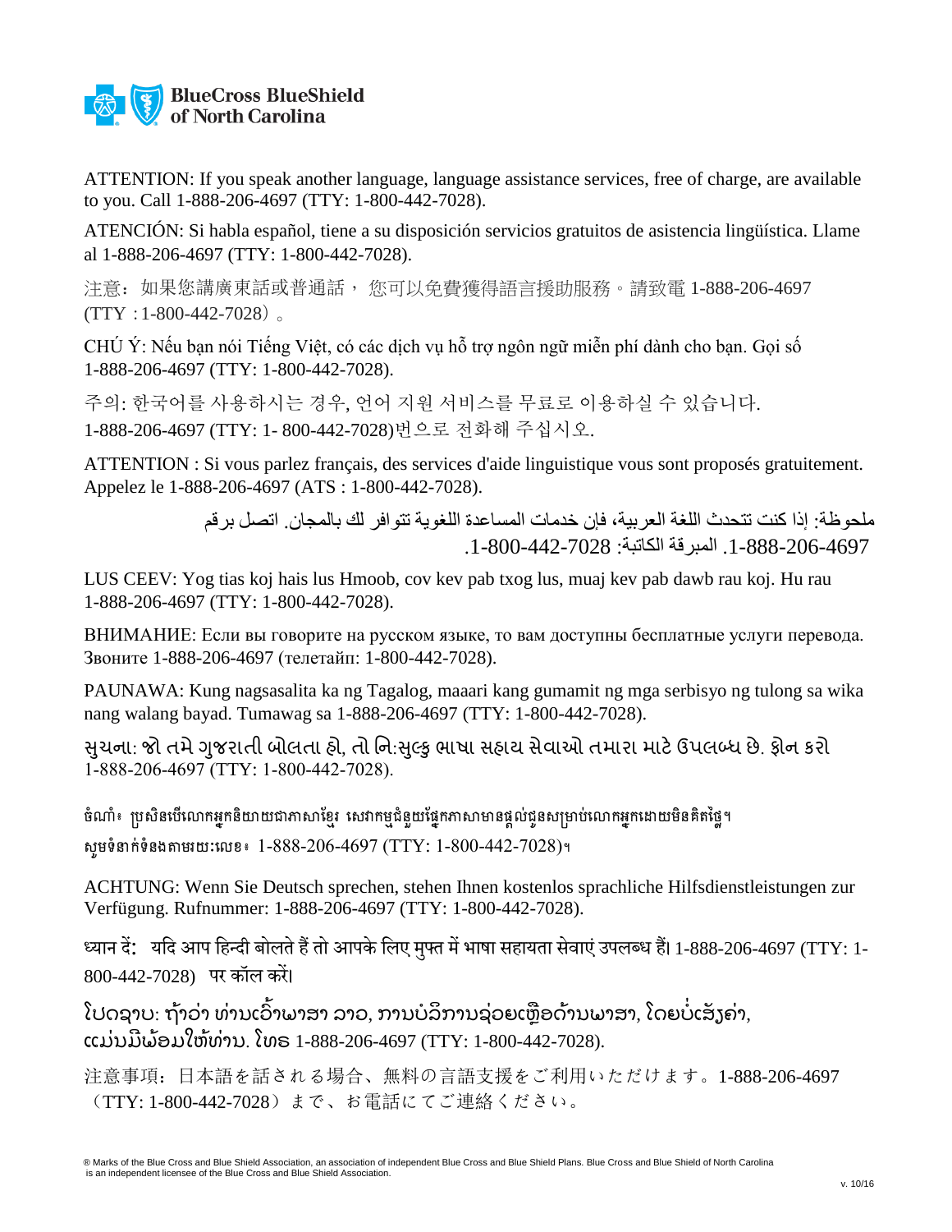BlueCross BlueShield of North Carolina

ATTENTION: If you speak another language, language assistance services, free of charge, are available to you. Call 1-888-206-4697 (TTY: 1-800-442-7028).

ATENCIÓN: Si habla español, tiene a su disposición servicios gratuitos de asistencia lingüística. Llame al 1-888-206-4697 (TTY: 1-800-442-7028).

注意：如果您講廣東話或普通話， 您可以免費獲得語言援助服務。請致電 1-888-206-4697（TTY：1-800-442-7028）。

CHÚ Ý: Nếu bạn nói Tiếng Việt, có các dịch vụ hỗ trợ ngôn ngữ miễn phí dành cho bạn. Gọi số 1-888-206-4697 (TTY: 1-800-442-7028).

주의: 한국어를 사용하시는 경우, 언어 지원 서비스를 무료로 이용하실 수 있습니다. 1-888-206-4697 (TTY: 1- 800-442-7028)번으로 전화해 주십시오.

ATTENTION : Si vous parlez français, des services d'aide linguistique vous sont proposés gratuitement. Appelez le 1-888-206-4697 (ATS : 1-800-442-7028).

ملحوظة: إذا كنت تتحدث اللغة العربية، فإن خدمات المساعدة اللغوية تتوافر لك بالمجان. اتصل برقم 1-888-206-4697. المبرقة الكاتبة: 1-800-442-7028.

LUS CEEV: Yog tias koj hais lus Hmoob, cov kev pab txog lus, muaj kev pab dawb rau koj. Hu rau 1-888-206-4697 (TTY: 1-800-442-7028).

ВНИМАНИЕ: Если вы говорите на русском языке, то вам доступны бесплатные услуги перевода. Звоните 1-888-206-4697 (телетайп: 1-800-442-7028).

PAUNAWA: Kung nagsasalita ka ng Tagalog, maaari kang gumamit ng mga serbisyo ng tulong sa wika nang walang bayad. Tumawag sa 1-888-206-4697 (TTY: 1-800-442-7028).

સુચના: જો તમે ગુજરાતી બોલતા હો, તો નિ:સુલ્ક ભાષા સહાય સેવાઓ તમારા માટે ઉપલબ્ધ છે. ફોન કરો 1-888-206-4697 (TTY: 1-800-442-7028).

ចំណាំ៖ ប្រសិនបើលោកអ្នកនិយាយជាភាសាខ្មែរ សេវាកម្មជំនួយផ្នែកភាសាមានផ្តល់ជូនសម្រាប់លោកអ្នកដោយមិនគិតថ្លៃ។ សូមទំនាក់ទំនងតាមរយៈលេខ៖ 1-888-206-4697 (TTY: 1-800-442-7028)។

ACHTUNG: Wenn Sie Deutsch sprechen, stehen Ihnen kostenlos sprachliche Hilfsdienstleistungen zur Verfügung. Rufnummer: 1-888-206-4697 (TTY: 1-800-442-7028).

ध्यान दें: यदि आप हिन्दी बोलते हैं तो आपके लिए मुफ्त में भाषा सहायता सेवाएं उपलब्ध हैं। 1-888-206-4697 (TTY: 1-800-442-7028) पर कॉल करें।

ໂປດຊາບ: ຖ້າວ່າ ທ່ານເວົ້າພາສາ ລາວ, ການບໍລິການຊ່ວຍເຫຼືອດ້ານພາສາ, ໂດຍບໍ່ເສັຽຄ່າ, ແມ່ນມີພ້ອມໃຫ້ທ່ານ. ໂທຣ 1-888-206-4697 (TTY: 1-800-442-7028).

注意事項：日本語を話される場合、無料の言語支援をご利用いただけます。1-888-206-4697（TTY: 1-800-442-7028）まで、お電話にてご連絡ください。

® Marks of the Blue Cross and Blue Shield Association, an association of independent Blue Cross and Blue Shield Plans. Blue Cross and Blue Shield of North Carolina is an independent licensee of the Blue Cross and Blue Shield Association.

v. 10/16